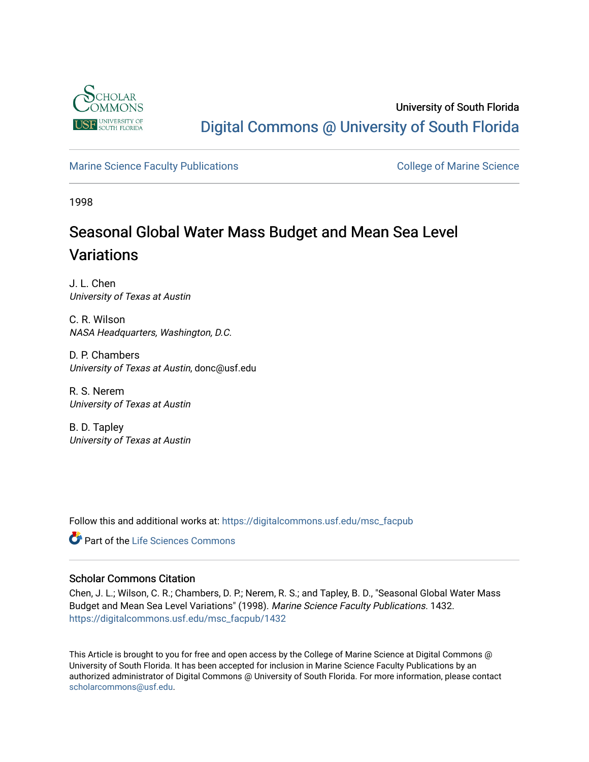University of South Florida

Digital Commons @ University of South Florida

Marine Science Faculty Publications

College of Marine Science

1998

# Seasonal Global Water Mass Budget and Mean Sea Level Variations

J. L. Chen
*University of Texas at Austin*

C. R. Wilson
*NASA Headquarters, Washington, D.C.*

D. P. Chambers
*University of Texas at Austin*, donc@usf.edu

R. S. Nerem
*University of Texas at Austin*

B. D. Tapley
*University of Texas at Austin*

Follow this and additional works at: https://digitalcommons.usf.edu/msc_facpub

Part of the Life Sciences Commons

## Scholar Commons Citation

Chen, J. L.; Wilson, C. R.; Chambers, D. P.; Nerem, R. S.; and Tapley, B. D., "Seasonal Global Water Mass Budget and Mean Sea Level Variations" (1998). *Marine Science Faculty Publications*. 1432.
https://digitalcommons.usf.edu/msc_facpub/1432

This Article is brought to you for free and open access by the College of Marine Science at Digital Commons @ University of South Florida. It has been accepted for inclusion in Marine Science Faculty Publications by an authorized administrator of Digital Commons @ University of South Florida. For more information, please contact scholarcommons@usf.edu.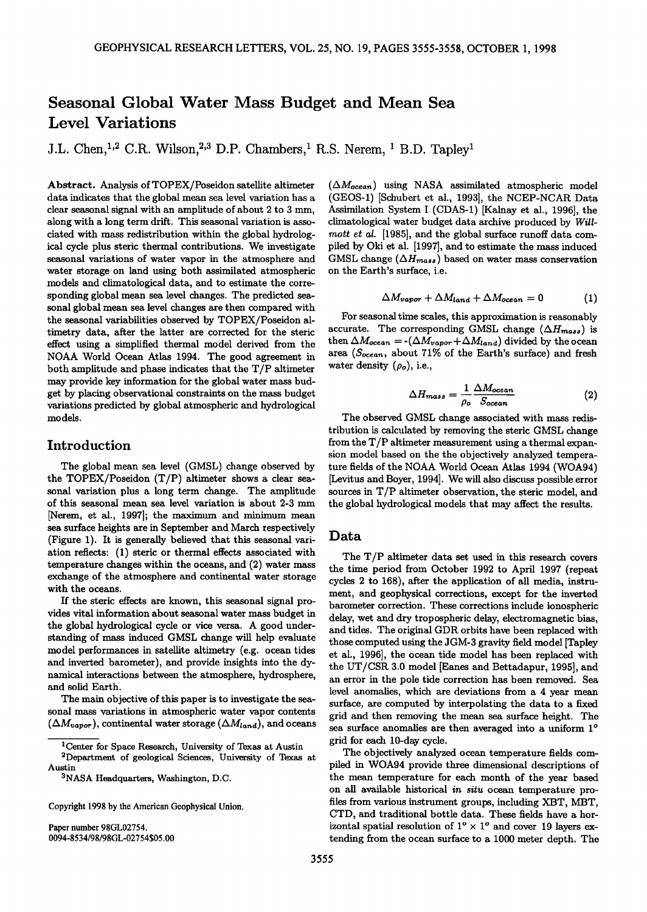# Seasonal Global Water Mass Budget and Mean Sea Level Variations

J.L. Chen,[1,2] C.R. Wilson,[2,3] D.P. Chambers,[1] R.S. Nerem, [1] B.D. Tapley[1]

**Abstract.** Analysis of TOPEX/Poseidon satellite altimeter data indicates that the global mean sea level variation has a clear seasonal signal with an amplitude of about 2-3 mm, along with a long term drift. This seasonal variation is associated with mass redistribution within the global hydrological cycle plus steric thermal contributions. We investigate seasonal variations of water vapor in the atmosphere and water storage on land using both assimilated atmospheric models and climatological data, and to estimate the corresponding global mean sea level changes. The predicted seasonal global mean sea level changes are then compared with the seasonal variabilities observed by TOPEX/Poseidon altimetry data, after the latter are corrected for the steric effect using a simplified thermal model derived from the NOAA World Ocean Atlas 1994. The good agreement in both amplitude and phase indicates that the T/P altimeter may provide key information for the global water mass budget by placing observational constraints on the mass budget variations predicted by global atmospheric and hydrological models.

## Introduction

The global mean sea level (GMSL) change observed by the TOPEX/Poseidon (T/P) altimeter shows a clear seasonal variation plus a long term change. The amplitude of this seasonal mean sea level variation is about 2-3 mm [Nerem, et al., 1997]; the maximum and minimum mean sea surface heights are in September and March respectively (Figure 1). It is generally believed that this seasonal variation reflects: (1) steric or thermal effects associated with temperature changes within the oceans, and (2) water mass exchange of the atmosphere and continental water storage with the oceans.

If the steric effects are known, this seasonal signal provides vital information about seasonal water mass budget in the global hydrological cycle or vice versa. A good understanding of mass induced GMSL change will help evaluate model performances in satellite altimetry (e.g. ocean tides and inverted barometer), and provide insights into the dynamical interactions between the atmosphere, hydrosphere, and solid Earth.

The main objective of this paper is to investigate the seasonal mass variations in atmospheric water vapor contents ($\Delta M_{vapor}$), continental water storage ($\Delta M_{land}$), and oceans ($\Delta M_{ocean}$) using NASA assimilated atmospheric model (GEOS-1) [Schubert et al., 1993], the NCEP-NCAR Data Assimilation System I (CDAS-1) [Kalnay et al., 1996], the climatological water budget data archive produced by *Willmott et al.* [1985], and the global surface runoff data compiled by Oki et al. [1997], and to estimate the mass induced GMSL change ($\Delta H_{mass}$) based on water mass conservation on the Earth's surface, i.e.

$$\Delta M_{vapor} + \Delta M_{land} + \Delta M_{ocean} = 0 \qquad (1)$$

For seasonal time scales, this approximation is reasonably accurate. The corresponding GMSL change ($\Delta H_{mass}$) is then $\Delta M_{ocean} = -(\Delta M_{vapor} + \Delta M_{land})$ divided by the ocean area ($S_{ocean}$, about 71% of the Earth's surface) and fresh water density ($\rho_o$), i.e.,

$$\Delta H_{mass} = \frac{1}{\rho_o} \frac{\Delta M_{ocean}}{S_{ocean}} \qquad (2)$$

The observed GMSL change associated with mass redistribution is calculated by removing the steric GMSL change from the T/P altimeter measurement using a thermal expansion model based on the the objectively analyzed temperature fields of the NOAA World Ocean Atlas 1994 (WOA94) [Levitus and Boyer, 1994]. We will also discuss possible error sources in T/P altimeter observation, the steric model, and the global hydrological models that may affect the results.

## Data

The T/P altimeter data set used in this research covers the time period from October 1992 to April 1997 (repeat cycles 2 to 168), after the application of all media, instrument, and geophysical corrections, except for the inverted barometer correction. These corrections include ionospheric delay, wet and dry tropospheric delay, electromagnetic bias, and tides. The original GDR orbits have been replaced with those computed using the JGM-3 gravity field model [Tapley et al., 1996], the ocean tide model has been replaced with the UT/CSR 3.0 model [Eanes and Bettadapur, 1995], and an error in the pole tide correction has been removed. Sea level anomalies, which are deviations from a 4 year mean surface, are computed by interpolating the data to a fixed grid and then removing the mean sea surface height. The sea surface anomalies are then averaged into a uniform 1° grid for each 10-day cycle.

The objectively analyzed ocean temperature fields compiled in WOA94 provide three dimensional descriptions of the mean temperature for each month of the year based on all available historical *in situ* ocean temperature profiles from various instrument groups, including XBT, MBT, CTD, and traditional bottle data. These fields have a horizontal spatial resolution of 1° × 1° and cover 19 layers extending from the ocean surface to a 1000 meter depth. The

[1]Center for Space Research, University of Texas at Austin

[2]Department of geological Sciences, University of Texas at Austin

[3]NASA Headquarters, Washington, D.C.

Copyright 1998 by the American Geophysical Union.

Paper number 98GL02754.
0094-8534/98/98GL-02754$05.00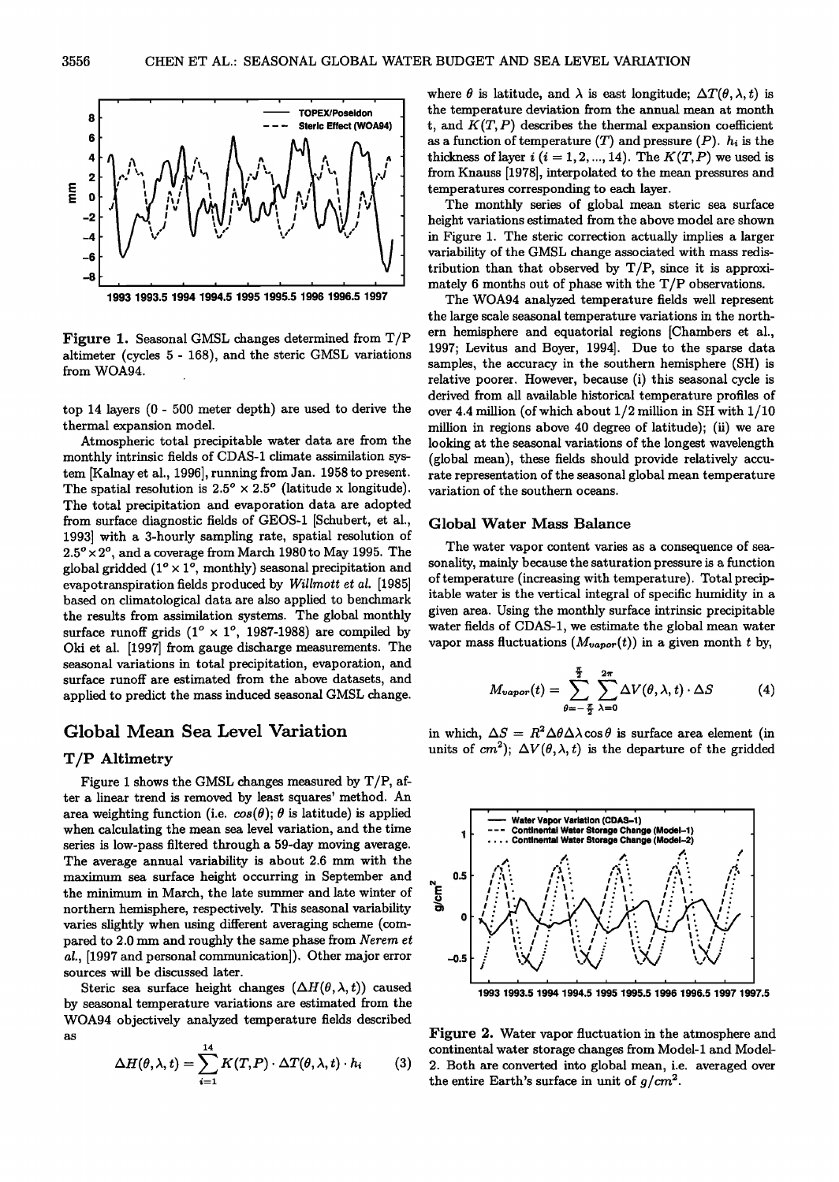Figure 1. Seasonal GMSL changes determined from T/P altimeter (cycles 5 - 168), and the steric GMSL variations from WOA94.

top 14 layers (0 - 500 meter depth) are used to derive the thermal expansion model.

Atmospheric total precipitable water data are from the monthly intrinsic fields of CDAS-1 climate assimilation system [Kalnay et al., 1996], running from Jan. 1958 to present. The spatial resolution is $2.5^o \times 2.5^o$ (latitude x longitude). The total precipitation and evaporation data are adopted from surface diagnostic fields of GEOS-1 [Schubert, et al., 1993] with a 3-hourly sampling rate, spatial resolution of $2.5^o \times 2^o$, and a coverage from March 1980 to May 1995. The global gridded ($1^o \times 1^o$, monthly) seasonal precipitation and evapotranspiration fields produced by *Willmott et al.* [1985] based on climatological data are also applied to benchmark the results from assimilation systems. The global monthly surface runoff grids ($1^o \times 1^o$, 1987-1988) are compiled by Oki et al. [1997] from gauge discharge measurements. The seasonal variations in total precipitation, evaporation, and surface runoff are estimated from the above datasets, and applied to predict the mass induced seasonal GMSL change.

## Global Mean Sea Level Variation

### T/P Altimetry

Figure 1 shows the GMSL changes measured by T/P, after a linear trend is removed by least squares' method. An area weighting function (i.e. $cos(\theta)$; $\theta$ is latitude) is applied when calculating the mean sea level variation, and the time series is low-pass filtered through a 59-day moving average. The average annual variability is about 2.6 mm with the maximum sea surface height occurring in September and the minimum in March, the late summer and late winter of northern hemisphere, respectively. This seasonal variability varies slightly when using different averaging scheme (compared to 2.0 mm and roughly the same phase from *Nerem et al.*, [1997 and personal communication]). Other major error sources will be discussed later.

Steric sea surface height changes ($\Delta H(\theta, \lambda, t)$) caused by seasonal temperature variations are estimated from the WOA94 objectively analyzed temperature fields described as

$$\Delta H(\theta, \lambda, t) = \sum_{i=1}^{14} K(T, P) \cdot \Delta T(\theta, \lambda, t) \cdot h_i \qquad (3)$$

where $\theta$ is latitude, and $\lambda$ is east longitude; $\Delta T(\theta, \lambda, t)$ is the temperature deviation from the annual mean at month $t$, and $K(T, P)$ describes the thermal expansion coefficient as a function of temperature ($T$) and pressure ($P$). $h_i$ is the thickness of layer $i$ ($i = 1, 2, ..., 14$). The $K(T, P)$ we used is from Knauss [1978], interpolated to the mean pressures and temperatures corresponding to each layer.

The monthly series of global mean steric sea surface height variations estimated from the above model are shown in Figure 1. The steric correction actually implies a larger variability of the GMSL change associated with mass redistribution than that observed by T/P, since it is approximately 6 months out of phase with the T/P observations.

The WOA94 analyzed temperature fields well represent the large scale seasonal temperature variations in the northern hemisphere and equatorial regions [Chambers et al., 1997; Levitus and Boyer, 1994]. Due to the sparse data samples, the accuracy in the southern hemisphere (SH) is relative poorer. However, because (i) this seasonal cycle is derived from all available historical temperature profiles of over 4.4 million (of which about 1/2 million in SH with 1/10 million in regions above 40 degree of latitude); (ii) we are looking at the seasonal variations of the longest wavelength (global mean), these fields should provide relatively accurate representation of the seasonal global mean temperature variation of the southern oceans.

### Global Water Mass Balance

The water vapor content varies as a consequence of seasonality, mainly because the saturation pressure is a function of temperature (increasing with temperature). Total precipitable water is the vertical integral of specific humidity in a given area. Using the monthly surface intrinsic precipitable water fields of CDAS-1, we estimate the global mean water vapor mass fluctuations ($M_{vapor}(t)$) in a given month $t$ by,

$$M_{vapor}(t) = \sum_{\theta=-\frac{\pi}{2}}^{\frac{\pi}{2}} \sum_{\lambda=0}^{2\pi} \Delta V(\theta, \lambda, t) \cdot \Delta S \qquad (4)$$

in which, $\Delta S = R^2 \Delta\theta \Delta\lambda \cos\theta$ is surface area element (in units of $cm^2$); $\Delta V(\theta, \lambda, t)$ is the departure of the gridded

Figure 2. Water vapor fluctuation in the atmosphere and continental water storage changes from Model-1 and Model-2. Both are converted into global mean, i.e. averaged over the entire Earth's surface in unit of $g/cm^2$.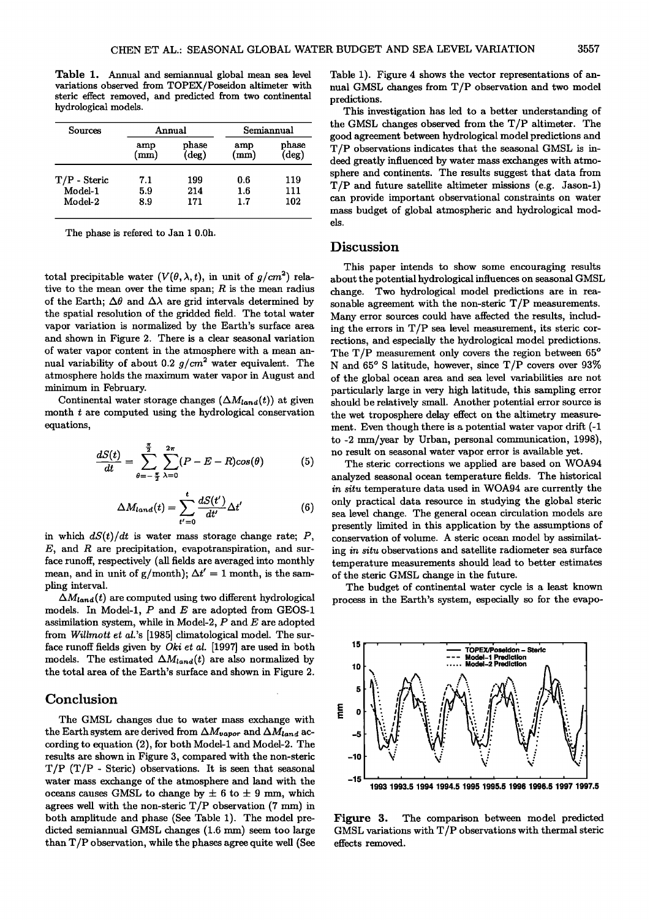**Table 1.** Annual and semiannual global mean sea level variations observed from TOPEX/Poseidon altimeter with steric effect removed, and predicted from two continental hydrological models.

| Sources | Annual | | Semiannual | |
|---|---|---|---|---|
| | amp (mm) | phase (deg) | amp (mm) | phase (deg) |
| T/P - Steric | 7.1 | 199 | 0.6 | 119 |
| Model-1 | 5.9 | 214 | 1.6 | 111 |
| Model-2 | 8.9 | 171 | 1.7 | 102 |

The phase is refered to Jan 1 0.0h.

total precipitable water ($V(\theta, \lambda, t)$, in unit of $g/cm^2$) relative to the mean over the time span; $R$ is the mean radius of the Earth; $\Delta\theta$ and $\Delta\lambda$ are grid intervals determined by the spatial resolution of the gridded field. The total water vapor variation is normalized by the Earth's surface area and shown in Figure 2. There is a clear seasonal variation of water vapor content in the atmosphere with a mean annual variability of about 0.2 $g/cm^2$ water equivalent. The atmosphere holds the maximum water vapor in August and minimum in February.

Continental water storage changes ($\Delta M_{land}(t)$) at given month $t$ are computed using the hydrological conservation equations,

$$\frac{dS(t)}{dt} = \sum_{\theta=-\frac{\pi}{2}}^{\frac{\pi}{2}} \sum_{\lambda=0}^{2\pi} (P - E - R)\cos(\theta) \tag{5}$$

$$\Delta M_{land}(t) = \sum_{t'=0}^{t} \frac{dS(t')}{dt'} \Delta t' \tag{6}$$

in which $dS(t)/dt$ is water mass storage change rate; $P$, $E$, and $R$ are precipitation, evapotranspiration, and surface runoff, respectively (all fields are averaged into monthly mean, and in unit of g/month); $\Delta t' = 1$ month, is the sampling interval.

$\Delta M_{land}(t)$ are computed using two different hydrological models. In Model-1, $P$ and $E$ are adopted from GEOS-1 assimilation system, while in Model-2, $P$ and $E$ are adopted from *Willmott et al.*'s [1985] climatological model. The surface runoff fields given by *Oki et al.* [1997] are used in both models. The estimated $\Delta M_{land}(t)$ are also normalized by the total area of the Earth's surface and shown in Figure 2.

## Conclusion

The GMSL changes due to water mass exchange with the Earth system are derived from $\Delta M_{vapor}$ and $\Delta M_{land}$ according to equation (2), for both Model-1 and Model-2. The results are shown in Figure 3, compared with the non-steric T/P (T/P - Steric) observations. It is seen that seasonal water mass exchange of the atmosphere and land with the oceans causes GMSL to change by $\pm$ 6 to $\pm$ 9 mm, which agrees well with the non-steric T/P observation (7 mm) in both amplitude and phase (See Table 1). The model predicted semiannual GMSL changes (1.6 mm) seem too large than T/P observation, while the phases agree quite well (See Table 1). Figure 4 shows the vector representations of annual GMSL changes from T/P observation and two model predictions.

This investigation has led to a better understanding of the GMSL changes observed from the T/P altimeter. The good agreement between hydrological model predictions and T/P observations indicates that the seasonal GMSL is indeed greatly influenced by water mass exchanges with atmosphere and continents. The results suggest that data from T/P and future satellite altimeter missions (e.g. Jason-1) can provide important observational constraints on water mass budget of global atmospheric and hydrological models.

## Discussion

This paper intends to show some encouraging results about the potential hydrological influences on seasonal GMSL change. Two hydrological model predictions are in reasonable agreement with the non-steric T/P measurements. Many error sources could have affected the results, including the errors in T/P sea level measurement, its steric corrections, and especially the hydrological model predictions. The T/P measurement only covers the region between 65° N and 65° S latitude, however, since T/P covers over 93% of the global ocean area and sea level variabilities are not particularly large in very high latitude, this sampling error should be relatively small. Another potential error source is the wet troposphere delay effect on the altimetry measurement. Even though there is a potential water vapor drift (-1 to -2 mm/year by Urban, personal communication, 1998), no result on seasonal water vapor error is available yet.

The steric corrections we applied are based on WOA94 analyzed seasonal ocean temperature fields. The historical *in situ* temperature data used in WOA94 are currently the only practical data resource in studying the global steric sea level change. The general ocean circulation models are presently limited in this application by the assumptions of conservation of volume. A steric ocean model by assimilating *in situ* observations and satellite radiometer sea surface temperature measurements should lead to better estimates of the steric GMSL change in the future.

The budget of continental water cycle is a least known process in the Earth's system, especially so for the evapo-

**Figure 3.** The comparison between model predicted GMSL variations with T/P observations with thermal steric effects removed.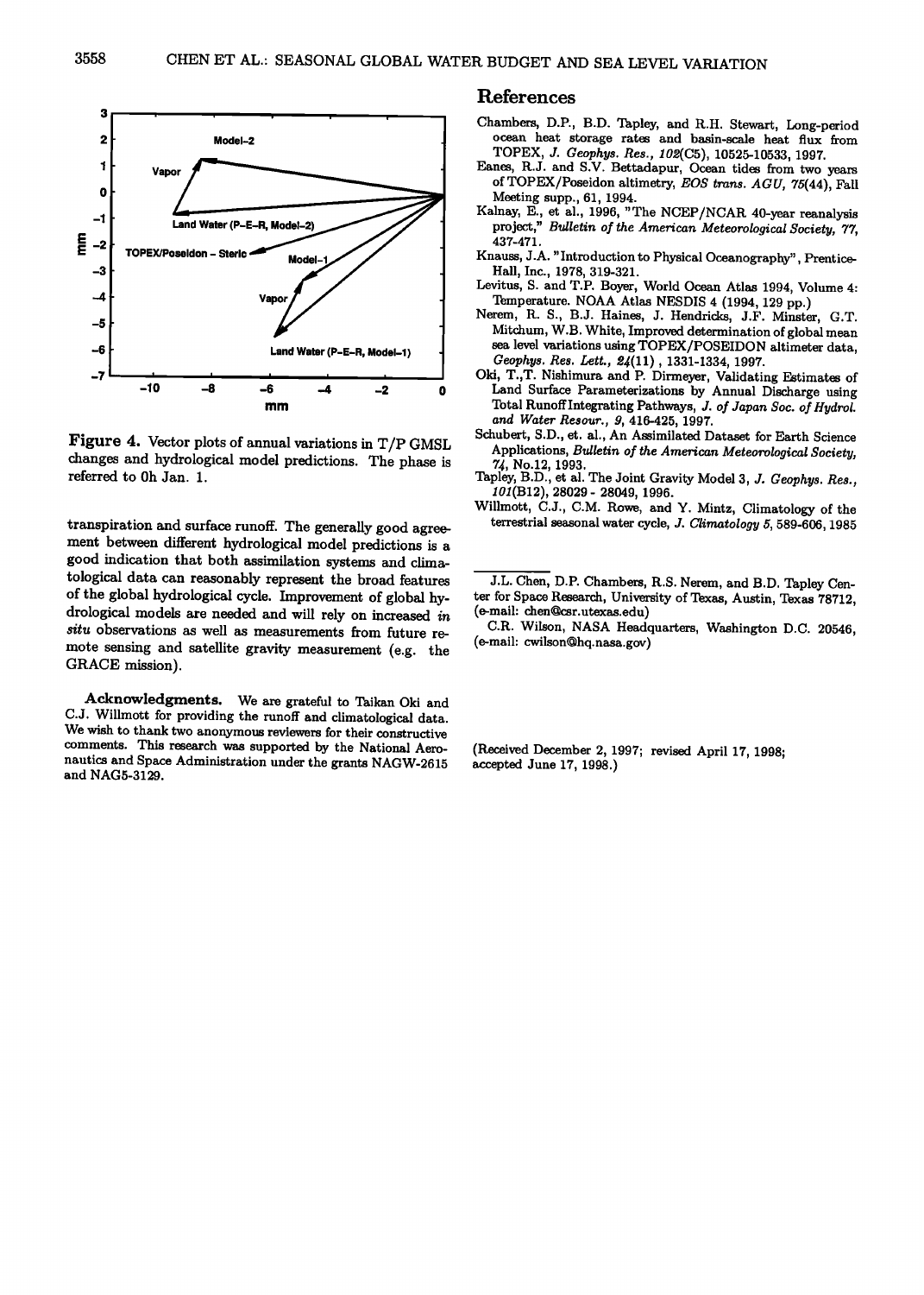3
2
1
0
-1
-2
-3
-4
-5
-6
-7

mm

Model-2

Vapor

Land Water (P-E-R, Model-2)

TOPEX/Poseidon - Steric

Model-1

Vapor

Land Water (P-E-R, Model-1)

-10 -8 -6 -4 -2 0

mm

**Figure 4.** Vector plots of annual variations in T/P GMSL changes and hydrological model predictions. The phase is referred to 0h Jan. 1.

transpiration and surface runoff. The generally good agreement between different hydrological model predictions is a good indication that both assimilation systems and climatological data can reasonably represent the broad features of the global hydrological cycle. Improvement of global hydrological models are needed and will rely on increased *in situ* observations as well as measurements from future remote sensing and satellite gravity measurement (e.g. the GRACE mission).

**Acknowledgments.** We are grateful to Taikan Oki and C.J. Willmott for providing the runoff and climatological data. We wish to thank two anonymous reviewers for their constructive comments. This research was supported by the National Aeronautics and Space Administration under the grants NAGW-2615 and NAG5-3129.

## References

Chambers, D.P., B.D. Tapley, and R.H. Stewart, Long-period ocean heat storage rates and basin-scale heat flux from TOPEX, *J. Geophys. Res., 102*(C5), 10525-10533, 1997.

Eanes, R.J. and S.V. Bettadapur, Ocean tides from two years of TOPEX/Poseidon altimetry, *EOS trans. AGU, 75*(44), Fall Meeting supp., 61, 1994.

Kalnay, E., et al., 1996, "The NCEP/NCAR 40-year reanalysis project," *Bulletin of the American Meteorological Society, 77*, 437-471.

Knauss, J.A. "Introduction to Physical Oceanography", Prentice-Hall, Inc., 1978, 319-321.

Levitus, S. and T.P. Boyer, World Ocean Atlas 1994, Volume 4: Temperature. NOAA Atlas NESDIS 4 (1994, 129 pp.)

Nerem, R. S., B.J. Haines, J. Hendricks, J.F. Minster, G.T. Mitchum, W.B. White, Improved determination of global mean sea level variations using TOPEX/POSEIDON altimeter data, *Geophys. Res. Lett., 24*(11), 1331-1334, 1997.

Oki, T.,T. Nishimura and P. Dirmeyer, Validating Estimates of Land Surface Parameterizations by Annual Discharge using Total Runoff Integrating Pathways, *J. of Japan Soc. of Hydrol. and Water Resour., 9*, 416-425, 1997.

Schubert, S.D., et. al., An Assimilated Dataset for Earth Science Applications, *Bulletin of the American Meteorological Society, 74*, No.12, 1993.

Tapley, B.D., et al. The Joint Gravity Model 3, *J. Geophys. Res., 101*(B12), 28029 - 28049, 1996.

Willmott, C.J., C.M. Rowe, and Y. Mintz, Climatology of the terrestrial seasonal water cycle, *J. Climatology 5*, 589-606, 1985

J.L. Chen, D.P. Chambers, R.S. Nerem, and B.D. Tapley Center for Space Research, University of Texas, Austin, Texas 78712, (e-mail: chen@csr.utexas.edu)

C.R. Wilson, NASA Headquarters, Washington D.C. 20546, (e-mail: cwilson@hq.nasa.gov)

(Received December 2, 1997; revised April 17, 1998; accepted June 17, 1998.)